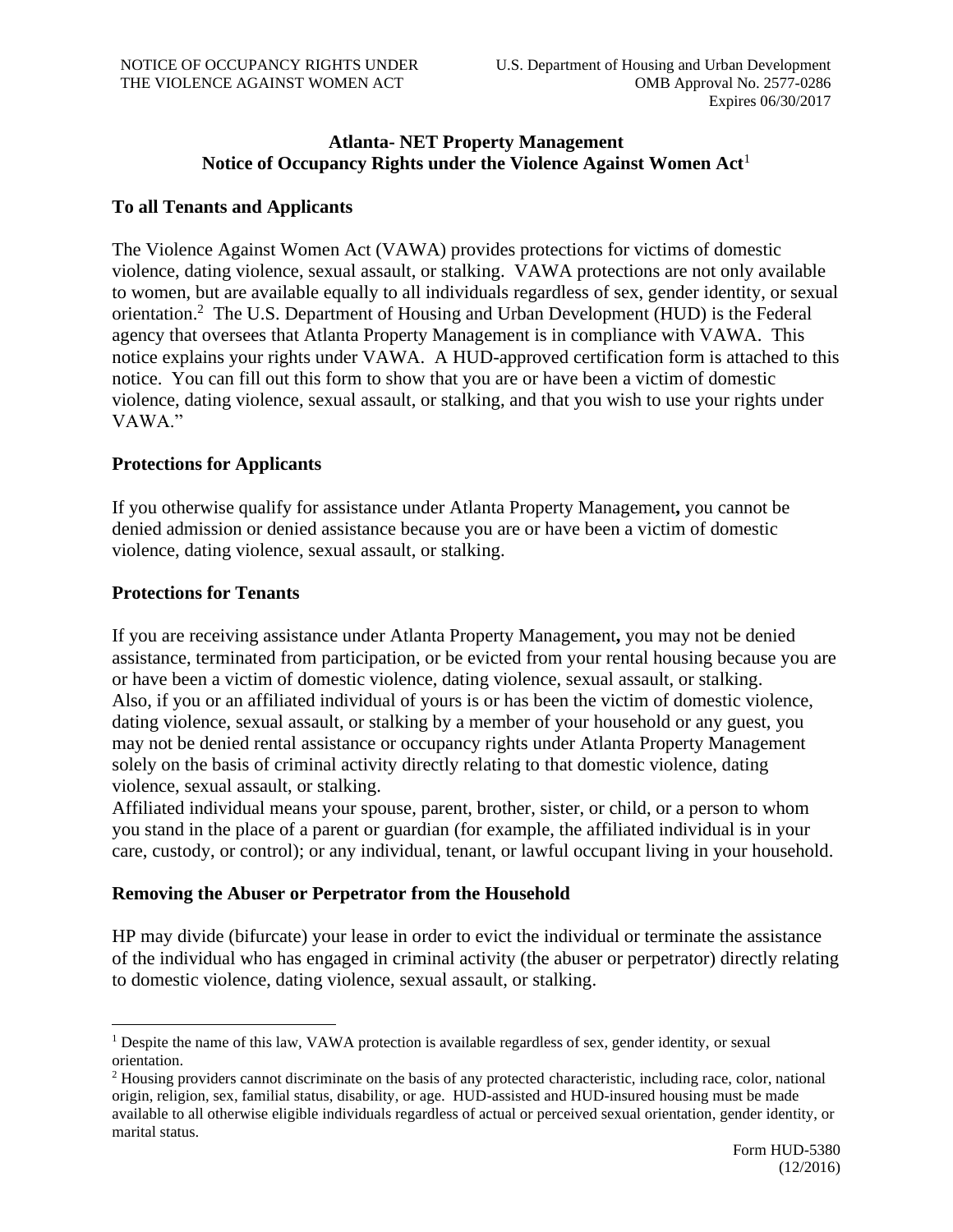**Atlanta- NET Property Management**
**Notice of Occupancy Rights under the Violence Against Women Act**[1]

## To all Tenants and Applicants

The Violence Against Women Act (VAWA) provides protections for victims of domestic violence, dating violence, sexual assault, or stalking. VAWA protections are not only available to women, but are available equally to all individuals regardless of sex, gender identity, or sexual orientation.[2] The U.S. Department of Housing and Urban Development (HUD) is the Federal agency that oversees that Atlanta Property Management is in compliance with VAWA. This notice explains your rights under VAWA. A HUD-approved certification form is attached to this notice. You can fill out this form to show that you are or have been a victim of domestic violence, dating violence, sexual assault, or stalking, and that you wish to use your rights under VAWA."

## Protections for Applicants

If you otherwise qualify for assistance under Atlanta Property Management**,** you cannot be denied admission or denied assistance because you are or have been a victim of domestic violence, dating violence, sexual assault, or stalking.

## Protections for Tenants

If you are receiving assistance under Atlanta Property Management**,** you may not be denied assistance, terminated from participation, or be evicted from your rental housing because you are or have been a victim of domestic violence, dating violence, sexual assault, or stalking.
Also, if you or an affiliated individual of yours is or has been the victim of domestic violence, dating violence, sexual assault, or stalking by a member of your household or any guest, you may not be denied rental assistance or occupancy rights under Atlanta Property Management solely on the basis of criminal activity directly relating to that domestic violence, dating violence, sexual assault, or stalking.
Affiliated individual means your spouse, parent, brother, sister, or child, or a person to whom you stand in the place of a parent or guardian (for example, the affiliated individual is in your care, custody, or control); or any individual, tenant, or lawful occupant living in your household.

## Removing the Abuser or Perpetrator from the Household

HP may divide (bifurcate) your lease in order to evict the individual or terminate the assistance of the individual who has engaged in criminal activity (the abuser or perpetrator) directly relating to domestic violence, dating violence, sexual assault, or stalking.

---

[1] Despite the name of this law, VAWA protection is available regardless of sex, gender identity, or sexual orientation.

[2] Housing providers cannot discriminate on the basis of any protected characteristic, including race, color, national origin, religion, sex, familial status, disability, or age. HUD-assisted and HUD-insured housing must be made available to all otherwise eligible individuals regardless of actual or perceived sexual orientation, gender identity, or marital status.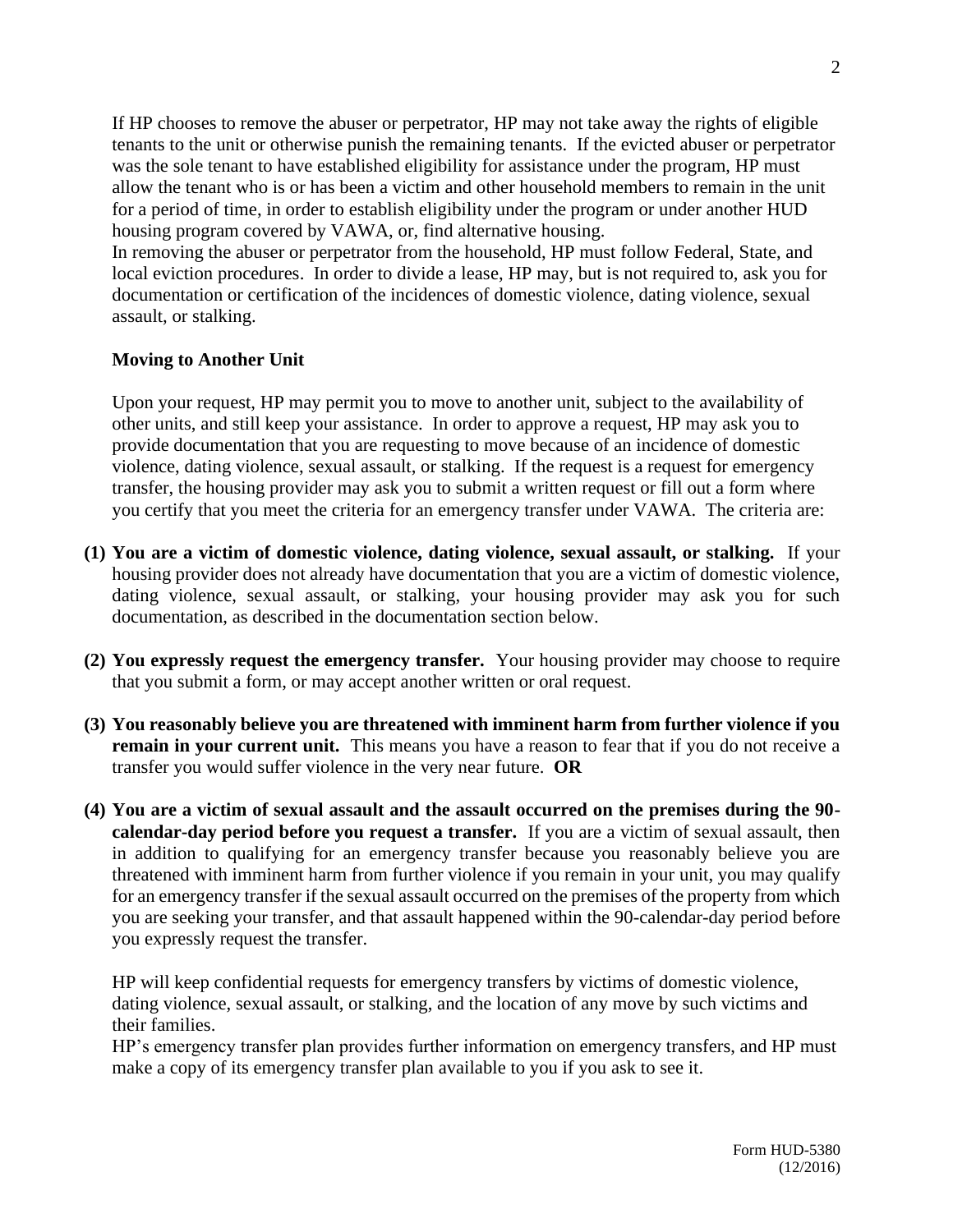If HP chooses to remove the abuser or perpetrator, HP may not take away the rights of eligible tenants to the unit or otherwise punish the remaining tenants. If the evicted abuser or perpetrator was the sole tenant to have established eligibility for assistance under the program, HP must allow the tenant who is or has been a victim and other household members to remain in the unit for a period of time, in order to establish eligibility under the program or under another HUD housing program covered by VAWA, or, find alternative housing.

In removing the abuser or perpetrator from the household, HP must follow Federal, State, and local eviction procedures. In order to divide a lease, HP may, but is not required to, ask you for documentation or certification of the incidences of domestic violence, dating violence, sexual assault, or stalking.

**Moving to Another Unit**

Upon your request, HP may permit you to move to another unit, subject to the availability of other units, and still keep your assistance. In order to approve a request, HP may ask you to provide documentation that you are requesting to move because of an incidence of domestic violence, dating violence, sexual assault, or stalking. If the request is a request for emergency transfer, the housing provider may ask you to submit a written request or fill out a form where you certify that you meet the criteria for an emergency transfer under VAWA. The criteria are:

**(1) You are a victim of domestic violence, dating violence, sexual assault, or stalking.** If your housing provider does not already have documentation that you are a victim of domestic violence, dating violence, sexual assault, or stalking, your housing provider may ask you for such documentation, as described in the documentation section below.

**(2) You expressly request the emergency transfer.** Your housing provider may choose to require that you submit a form, or may accept another written or oral request.

**(3) You reasonably believe you are threatened with imminent harm from further violence if you remain in your current unit.** This means you have a reason to fear that if you do not receive a transfer you would suffer violence in the very near future. **OR**

**(4) You are a victim of sexual assault and the assault occurred on the premises during the 90-calendar-day period before you request a transfer.** If you are a victim of sexual assault, then in addition to qualifying for an emergency transfer because you reasonably believe you are threatened with imminent harm from further violence if you remain in your unit, you may qualify for an emergency transfer if the sexual assault occurred on the premises of the property from which you are seeking your transfer, and that assault happened within the 90-calendar-day period before you expressly request the transfer.

HP will keep confidential requests for emergency transfers by victims of domestic violence, dating violence, sexual assault, or stalking, and the location of any move by such victims and their families.

HP's emergency transfer plan provides further information on emergency transfers, and HP must make a copy of its emergency transfer plan available to you if you ask to see it.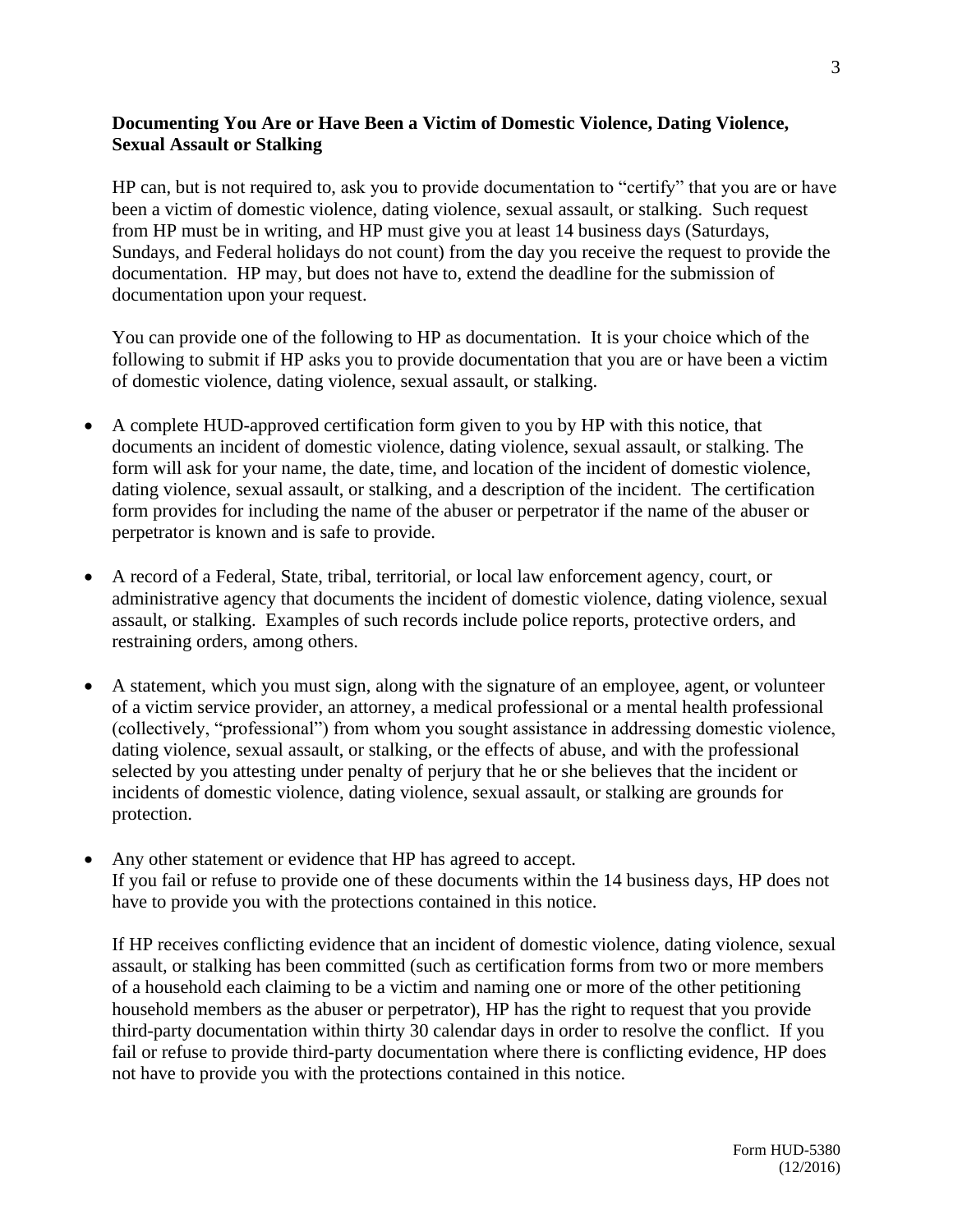**Documenting You Are or Have Been a Victim of Domestic Violence, Dating Violence, Sexual Assault or Stalking**

HP can, but is not required to, ask you to provide documentation to "certify" that you are or have been a victim of domestic violence, dating violence, sexual assault, or stalking. Such request from HP must be in writing, and HP must give you at least 14 business days (Saturdays, Sundays, and Federal holidays do not count) from the day you receive the request to provide the documentation. HP may, but does not have to, extend the deadline for the submission of documentation upon your request.

You can provide one of the following to HP as documentation. It is your choice which of the following to submit if HP asks you to provide documentation that you are or have been a victim of domestic violence, dating violence, sexual assault, or stalking.

- A complete HUD-approved certification form given to you by HP with this notice, that documents an incident of domestic violence, dating violence, sexual assault, or stalking. The form will ask for your name, the date, time, and location of the incident of domestic violence, dating violence, sexual assault, or stalking, and a description of the incident. The certification form provides for including the name of the abuser or perpetrator if the name of the abuser or perpetrator is known and is safe to provide.

- A record of a Federal, State, tribal, territorial, or local law enforcement agency, court, or administrative agency that documents the incident of domestic violence, dating violence, sexual assault, or stalking. Examples of such records include police reports, protective orders, and restraining orders, among others.

- A statement, which you must sign, along with the signature of an employee, agent, or volunteer of a victim service provider, an attorney, a medical professional or a mental health professional (collectively, "professional") from whom you sought assistance in addressing domestic violence, dating violence, sexual assault, or stalking, or the effects of abuse, and with the professional selected by you attesting under penalty of perjury that he or she believes that the incident or incidents of domestic violence, dating violence, sexual assault, or stalking are grounds for protection.

- Any other statement or evidence that HP has agreed to accept.
  If you fail or refuse to provide one of these documents within the 14 business days, HP does not have to provide you with the protections contained in this notice.

If HP receives conflicting evidence that an incident of domestic violence, dating violence, sexual assault, or stalking has been committed (such as certification forms from two or more members of a household each claiming to be a victim and naming one or more of the other petitioning household members as the abuser or perpetrator), HP has the right to request that you provide third-party documentation within thirty 30 calendar days in order to resolve the conflict. If you fail or refuse to provide third-party documentation where there is conflicting evidence, HP does not have to provide you with the protections contained in this notice.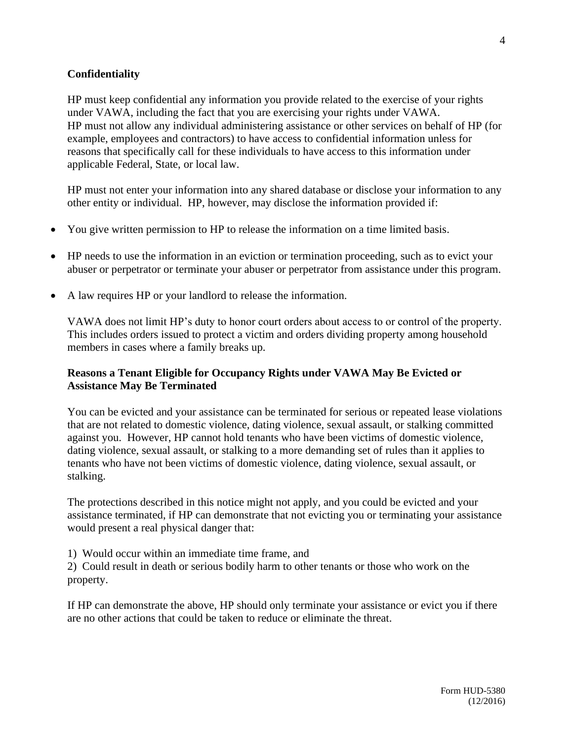**Confidentiality**

HP must keep confidential any information you provide related to the exercise of your rights under VAWA, including the fact that you are exercising your rights under VAWA.
HP must not allow any individual administering assistance or other services on behalf of HP (for example, employees and contractors) to have access to confidential information unless for reasons that specifically call for these individuals to have access to this information under applicable Federal, State, or local law.

HP must not enter your information into any shared database or disclose your information to any other entity or individual. HP, however, may disclose the information provided if:

- You give written permission to HP to release the information on a time limited basis.
- HP needs to use the information in an eviction or termination proceeding, such as to evict your abuser or perpetrator or terminate your abuser or perpetrator from assistance under this program.
- A law requires HP or your landlord to release the information.

VAWA does not limit HP's duty to honor court orders about access to or control of the property. This includes orders issued to protect a victim and orders dividing property among household members in cases where a family breaks up.

**Reasons a Tenant Eligible for Occupancy Rights under VAWA May Be Evicted or Assistance May Be Terminated**

You can be evicted and your assistance can be terminated for serious or repeated lease violations that are not related to domestic violence, dating violence, sexual assault, or stalking committed against you. However, HP cannot hold tenants who have been victims of domestic violence, dating violence, sexual assault, or stalking to a more demanding set of rules than it applies to tenants who have not been victims of domestic violence, dating violence, sexual assault, or stalking.

The protections described in this notice might not apply, and you could be evicted and your assistance terminated, if HP can demonstrate that not evicting you or terminating your assistance would present a real physical danger that:

1) Would occur within an immediate time frame, and
2) Could result in death or serious bodily harm to other tenants or those who work on the property.

If HP can demonstrate the above, HP should only terminate your assistance or evict you if there are no other actions that could be taken to reduce or eliminate the threat.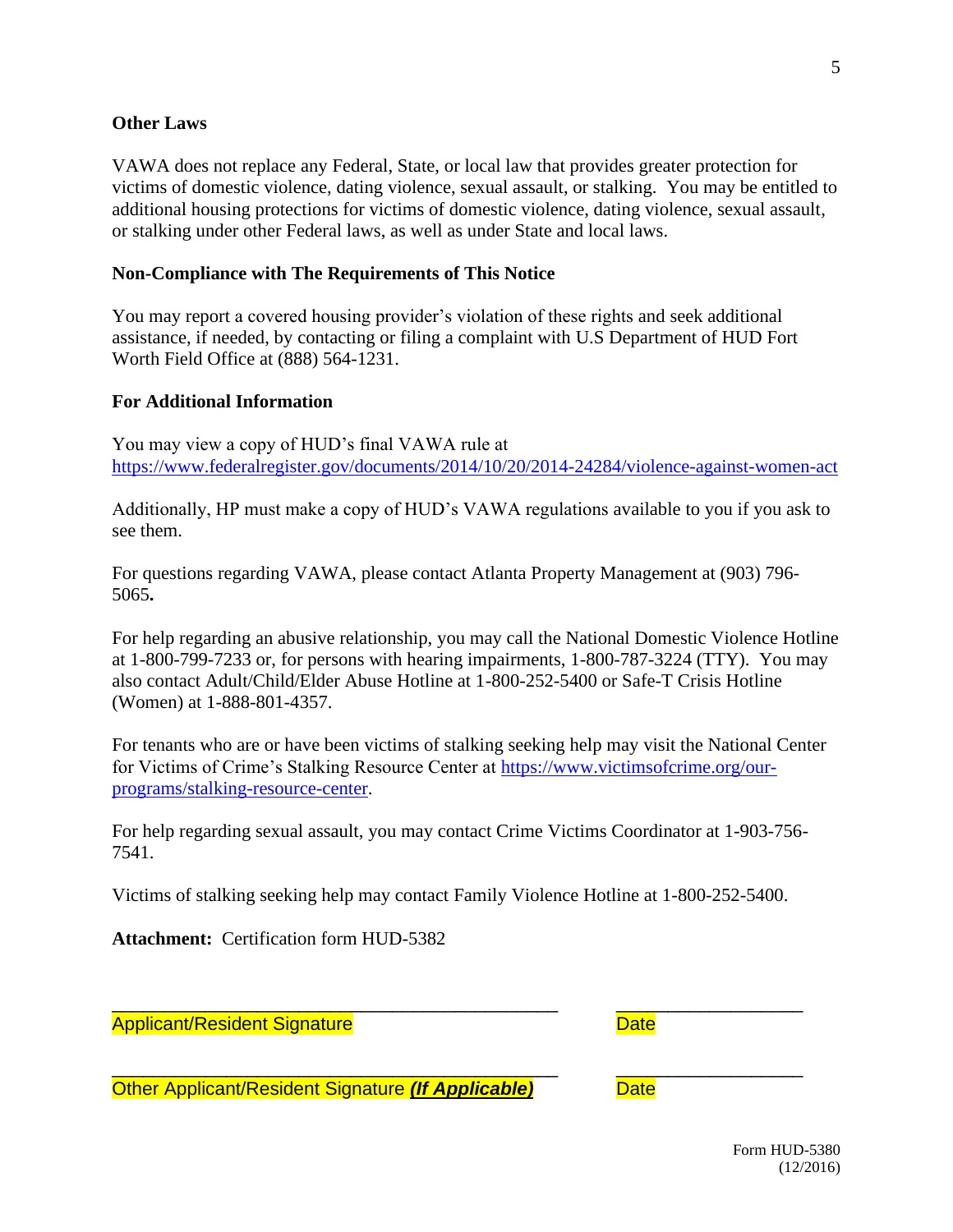**Other Laws**

VAWA does not replace any Federal, State, or local law that provides greater protection for victims of domestic violence, dating violence, sexual assault, or stalking. You may be entitled to additional housing protections for victims of domestic violence, dating violence, sexual assault, or stalking under other Federal laws, as well as under State and local laws.

**Non-Compliance with The Requirements of This Notice**

You may report a covered housing provider's violation of these rights and seek additional assistance, if needed, by contacting or filing a complaint with U.S Department of HUD Fort Worth Field Office at (888) 564-1231.

**For Additional Information**

You may view a copy of HUD's final VAWA rule at https://www.federalregister.gov/documents/2014/10/20/2014-24284/violence-against-women-act

Additionally, HP must make a copy of HUD's VAWA regulations available to you if you ask to see them.

For questions regarding VAWA, please contact Atlanta Property Management at (903) 796-5065**.**

For help regarding an abusive relationship, you may call the National Domestic Violence Hotline at 1-800-799-7233 or, for persons with hearing impairments, 1-800-787-3224 (TTY). You may also contact Adult/Child/Elder Abuse Hotline at 1-800-252-5400 or Safe-T Crisis Hotline (Women) at 1-888-801-4357.

For tenants who are or have been victims of stalking seeking help may visit the National Center for Victims of Crime's Stalking Resource Center at https://www.victimsofcrime.org/our-programs/stalking-resource-center.

For help regarding sexual assault, you may contact Crime Victims Coordinator at 1-903-756-7541.

Victims of stalking seeking help may contact Family Violence Hotline at 1-800-252-5400.

**Attachment:** Certification form HUD-5382

\_\_\_\_\_\_\_\_\_\_\_\_\_\_\_\_\_\_\_\_\_\_\_\_\_\_\_\_\_\_\_\_\_\_\_\_\_\_\_\_\_\_\_\_ \_\_\_\_\_\_\_\_\_\_\_\_\_\_\_\_\_\_\_\_

Applicant/Resident Signature Date

\_\_\_\_\_\_\_\_\_\_\_\_\_\_\_\_\_\_\_\_\_\_\_\_\_\_\_\_\_\_\_\_\_\_\_\_\_\_\_\_\_\_\_\_ \_\_\_\_\_\_\_\_\_\_\_\_\_\_\_\_\_\_\_\_

Other Applicant/Resident Signature ***(If Applicable)*** Date

Form HUD-5380
(12/2016)